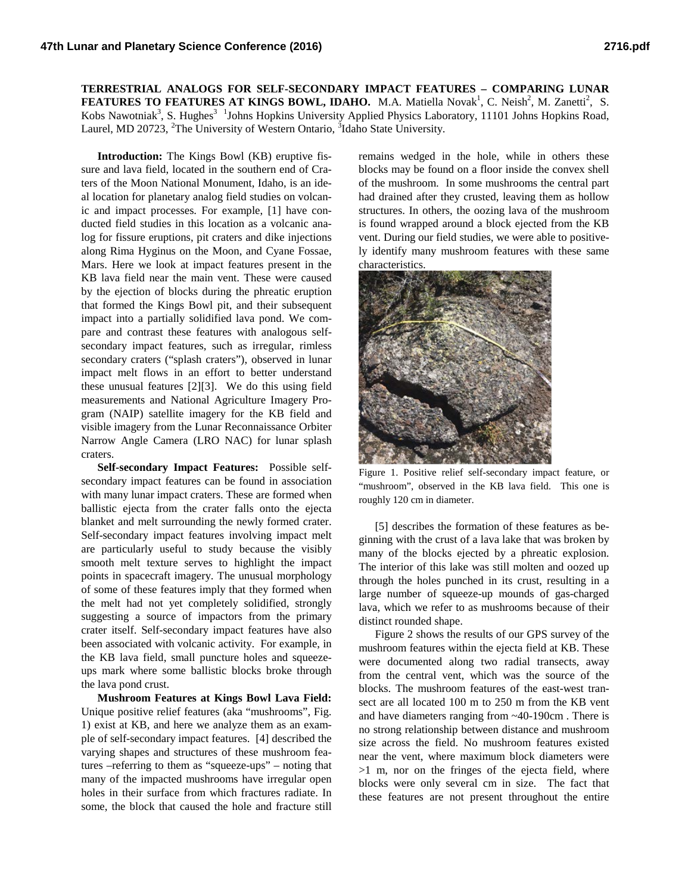# TERRESTRIAL ANALOGS FOR SELF-SECONDARY IMPACT FEATURES – COMPARING LUNAR FEATURES TO FEATURES AT KINGS BOWL, IDAHO.

M.A. Matiella Novak[1], C. Neish[2], M. Zanetti[2], S. Kobs Nawotniak[3], S. Hughes[3] [1]Johns Hopkins University Applied Physics Laboratory, 11101 Johns Hopkins Road, Laurel, MD 20723, [2]The University of Western Ontario, [3]Idaho State University.

**Introduction:** The Kings Bowl (KB) eruptive fissure and lava field, located in the southern end of Craters of the Moon National Monument, Idaho, is an ideal location for planetary analog field studies on volcanic and impact processes. For example, [1] have conducted field studies in this location as a volcanic analog for fissure eruptions, pit craters and dike injections along Rima Hyginus on the Moon, and Cyane Fossae, Mars. Here we look at impact features present in the KB lava field near the main vent. These were caused by the ejection of blocks during the phreatic eruption that formed the Kings Bowl pit, and their subsequent impact into a partially solidified lava pond. We compare and contrast these features with analogous self-secondary impact features, such as irregular, rimless secondary craters ("splash craters"), observed in lunar impact melt flows in an effort to better understand these unusual features [2][3]. We do this using field measurements and National Agriculture Imagery Program (NAIP) satellite imagery for the KB field and visible imagery from the Lunar Reconnaissance Orbiter Narrow Angle Camera (LRO NAC) for lunar splash craters.

**Self-secondary Impact Features:** Possible self-secondary impact features can be found in association with many lunar impact craters. These are formed when ballistic ejecta from the crater falls onto the ejecta blanket and melt surrounding the newly formed crater. Self-secondary impact features involving impact melt are particularly useful to study because the visibly smooth melt texture serves to highlight the impact points in spacecraft imagery. The unusual morphology of some of these features imply that they formed when the melt had not yet completely solidified, strongly suggesting a source of impactors from the primary crater itself. Self-secondary impact features have also been associated with volcanic activity. For example, in the KB lava field, small puncture holes and squeeze-ups mark where some ballistic blocks broke through the lava pond crust.

**Mushroom Features at Kings Bowl Lava Field:** Unique positive relief features (aka "mushrooms", Fig. 1) exist at KB, and here we analyze them as an example of self-secondary impact features. [4] described the varying shapes and structures of these mushroom features –referring to them as "squeeze-ups" – noting that many of the impacted mushrooms have irregular open holes in their surface from which fractures radiate. In some, the block that caused the hole and fracture still remains wedged in the hole, while in others these blocks may be found on a floor inside the convex shell of the mushroom. In some mushrooms the central part had drained after they crusted, leaving them as hollow structures. In others, the oozing lava of the mushroom is found wrapped around a block ejected from the KB vent. During our field studies, we were able to positively identify many mushroom features with these same characteristics.

Figure 1. Positive relief self-secondary impact feature, or "mushroom", observed in the KB lava field. This one is roughly 120 cm in diameter.

[5] describes the formation of these features as beginning with the crust of a lava lake that was broken by many of the blocks ejected by a phreatic explosion. The interior of this lake was still molten and oozed up through the holes punched in its crust, resulting in a large number of squeeze-up mounds of gas-charged lava, which we refer to as mushrooms because of their distinct rounded shape.

Figure 2 shows the results of our GPS survey of the mushroom features within the ejecta field at KB. These were documented along two radial transects, away from the central vent, which was the source of the blocks. The mushroom features of the east-west transect are all located 100 m to 250 m from the KB vent and have diameters ranging from ~40-190cm . There is no strong relationship between distance and mushroom size across the field. No mushroom features existed near the vent, where maximum block diameters were >1 m, nor on the fringes of the ejecta field, where blocks were only several cm in size. The fact that these features are not present throughout the entire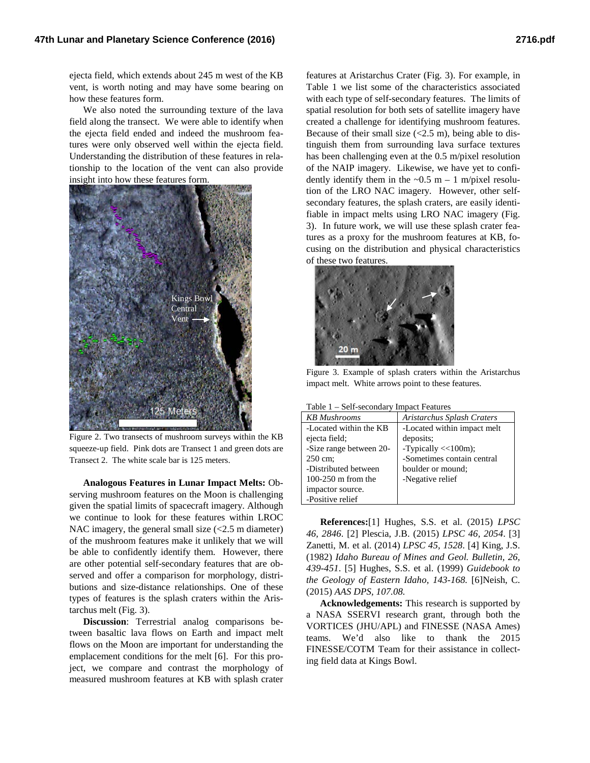ejecta field, which extends about 245 m west of the KB vent, is worth noting and may have some bearing on how these features form.

We also noted the surrounding texture of the lava field along the transect. We were able to identify when the ejecta field ended and indeed the mushroom features were only observed well within the ejecta field. Understanding the distribution of these features in relationship to the location of the vent can also provide insight into how these features form.

Kings Bowl Central Vent

125 Meters

Figure 2. Two transects of mushroom surveys within the KB squeeze-up field. Pink dots are Transect 1 and green dots are Transect 2. The white scale bar is 125 meters.

**Analogous Features in Lunar Impact Melts:** Observing mushroom features on the Moon is challenging given the spatial limits of spacecraft imagery. Although we continue to look for these features within LROC NAC imagery, the general small size (<2.5 m diameter) of the mushroom features make it unlikely that we will be able to confidently identify them. However, there are other potential self-secondary features that are observed and offer a comparison for morphology, distributions and size-distance relationships. One of these types of features is the splash craters within the Aristarchus melt (Fig. 3).

**Discussion**: Terrestrial analog comparisons between basaltic lava flows on Earth and impact melt flows on the Moon are important for understanding the emplacement conditions for the melt [6]. For this project, we compare and contrast the morphology of measured mushroom features at KB with splash crater features at Aristarchus Crater (Fig. 3). For example, in Table 1 we list some of the characteristics associated with each type of self-secondary features. The limits of spatial resolution for both sets of satellite imagery have created a challenge for identifying mushroom features. Because of their small size (<2.5 m), being able to distinguish them from surrounding lava surface textures has been challenging even at the 0.5 m/pixel resolution of the NAIP imagery. Likewise, we have yet to confidently identify them in the ~0.5 m – 1 m/pixel resolution of the LRO NAC imagery. However, other self-secondary features, the splash craters, are easily identifiable in impact melts using LRO NAC imagery (Fig. 3). In future work, we will use these splash crater features as a proxy for the mushroom features at KB, focusing on the distribution and physical characteristics of these two features.

20 m

Figure 3. Example of splash craters within the Aristarchus impact melt. White arrows point to these features.

Table 1 – Self-secondary Impact Features

| *KB Mushrooms* | *Aristarchus Splash Craters* |
|---|---|
| -Located within the KB ejecta field;<br>-Size range between 20-250 cm;<br>-Distributed between 100-250 m from the impactor source.<br>-Positive relief | -Located within impact melt deposits;<br>-Typically <<100m);<br>-Sometimes contain central boulder or mound;<br>-Negative relief |

**References:**[1] Hughes, S.S. et al. (2015) *LPSC 46, 2846*. [2] Plescia, J.B. (2015) *LPSC 46, 2054*. [3] Zanetti, M. et al. (2014) *LPSC 45, 1528*. [4] King, J.S. (1982) *Idaho Bureau of Mines and Geol. Bulletin, 26, 439-451*. [5] Hughes, S.S. et al. (1999) *Guidebook to the Geology of Eastern Idaho, 143-168.* [6]Neish, C. (2015) *AAS DPS, 107.08.*

**Acknowledgements:** This research is supported by a NASA SSERVI research grant, through both the VORTICES (JHU/APL) and FINESSE (NASA Ames) teams. We'd also like to thank the 2015 FINESSE/COTM Team for their assistance in collecting field data at Kings Bowl.